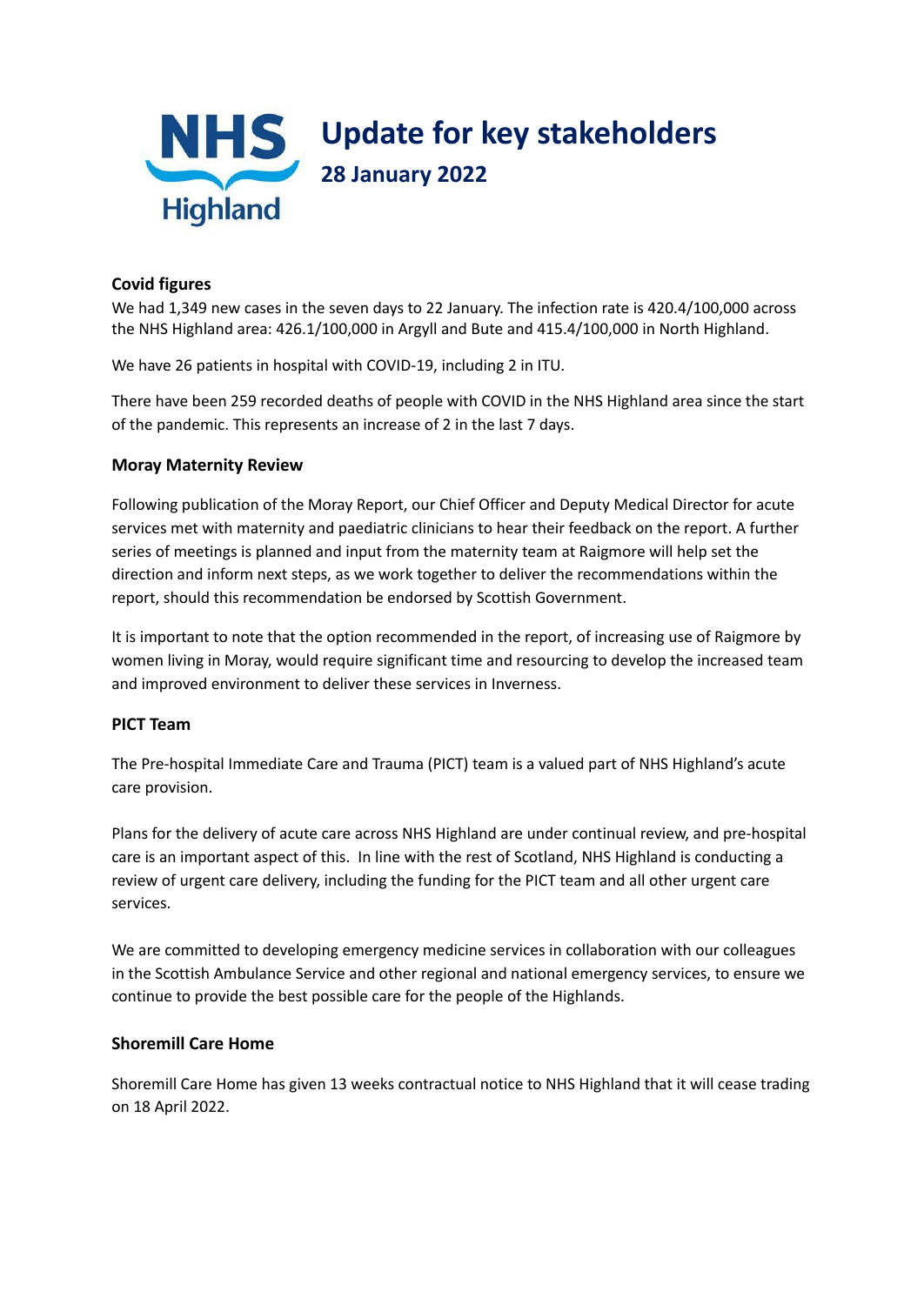NHS Highland

# Update for key stakeholders

## 28 January 2022

### Covid figures

We had 1,349 new cases in the seven days to 22 January. The infection rate is 420.4/100,000 across the NHS Highland area: 426.1/100,000 in Argyll and Bute and 415.4/100,000 in North Highland.

We have 26 patients in hospital with COVID-19, including 2 in ITU.

There have been 259 recorded deaths of people with COVID in the NHS Highland area since the start of the pandemic. This represents an increase of 2 in the last 7 days.

### Moray Maternity Review

Following publication of the Moray Report, our Chief Officer and Deputy Medical Director for acute services met with maternity and paediatric clinicians to hear their feedback on the report. A further series of meetings is planned and input from the maternity team at Raigmore will help set the direction and inform next steps, as we work together to deliver the recommendations within the report, should this recommendation be endorsed by Scottish Government.

It is important to note that the option recommended in the report, of increasing use of Raigmore by women living in Moray, would require significant time and resourcing to develop the increased team and improved environment to deliver these services in Inverness.

### PICT Team

The Pre-hospital Immediate Care and Trauma (PICT) team is a valued part of NHS Highland's acute care provision.

Plans for the delivery of acute care across NHS Highland are under continual review, and pre-hospital care is an important aspect of this. In line with the rest of Scotland, NHS Highland is conducting a review of urgent care delivery, including the funding for the PICT team and all other urgent care services.

We are committed to developing emergency medicine services in collaboration with our colleagues in the Scottish Ambulance Service and other regional and national emergency services, to ensure we continue to provide the best possible care for the people of the Highlands.

### Shoremill Care Home

Shoremill Care Home has given 13 weeks contractual notice to NHS Highland that it will cease trading on 18 April 2022.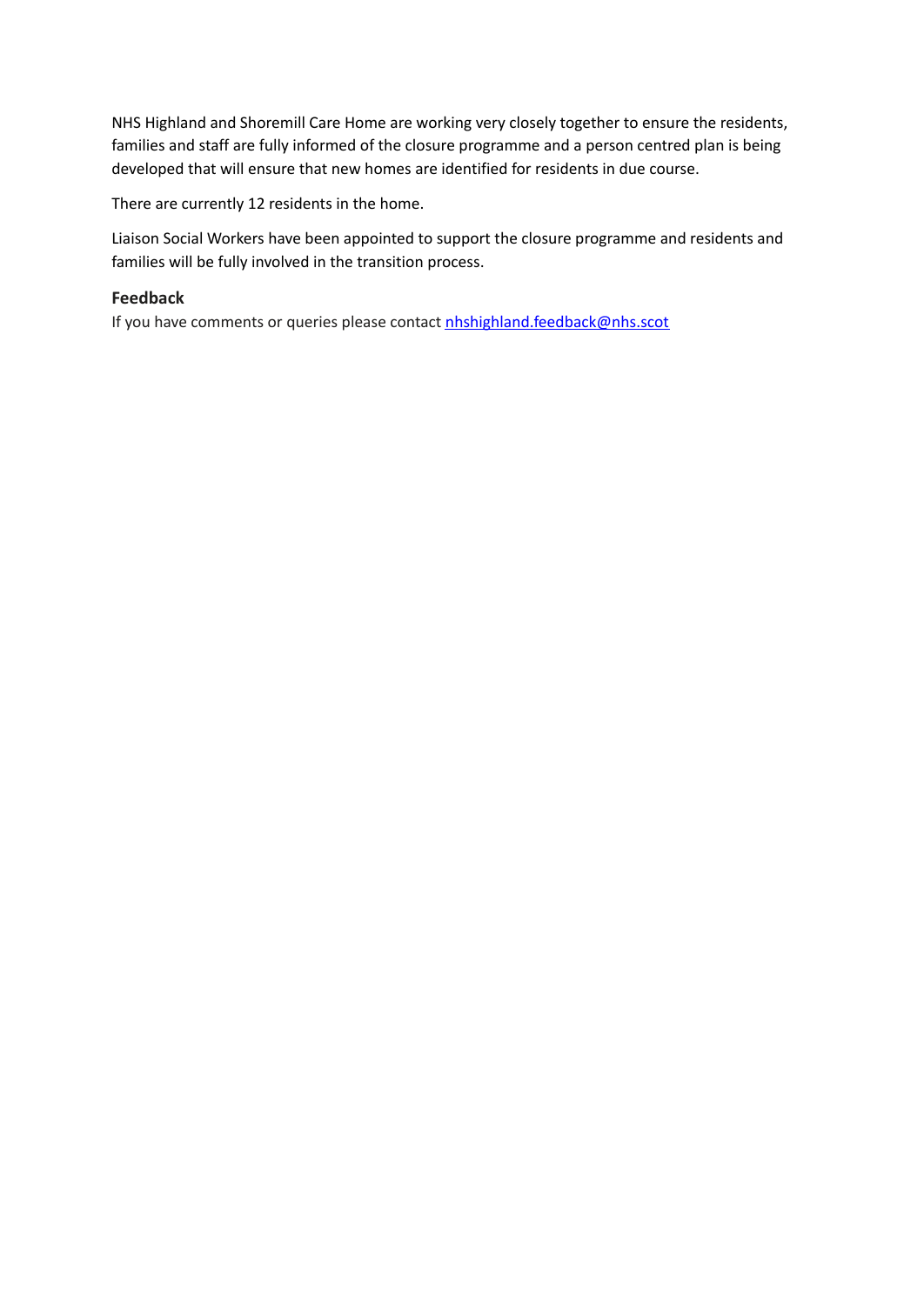NHS Highland and Shoremill Care Home are working very closely together to ensure the residents, families and staff are fully informed of the closure programme and a person centred plan is being developed that will ensure that new homes are identified for residents in due course.

There are currently 12 residents in the home.

Liaison Social Workers have been appointed to support the closure programme and residents and families will be fully involved in the transition process.

### Feedback

If you have comments or queries please contact [nhshighland.feedback@nhs.scot](mailto:nhshighland.feedback@nhs.scot)